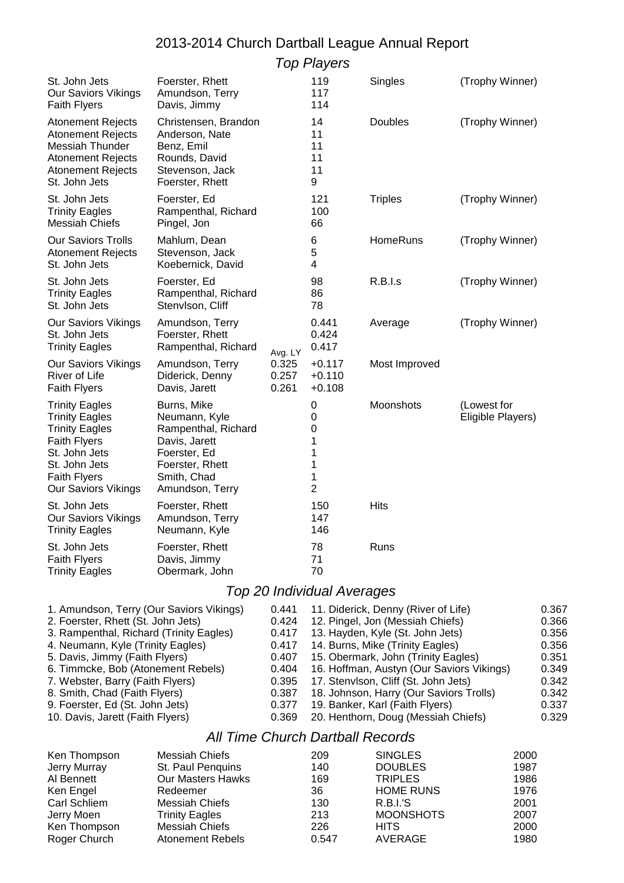# 2013-2014 Church Dartball League Annual Report

## *Top Players*

| Team | Player | Avg. LY | Value | Category | Note |
|---|---|---|---|---|---|
| St. John Jets | Foerster, Rhett | | 119 | Singles | (Trophy Winner) |
| Our Saviors Vikings | Amundson, Terry | | 117 | | |
| Faith Flyers | Davis, Jimmy | | 114 | | |
| Atonement Rejects | Christensen, Brandon | | 14 | Doubles | (Trophy Winner) |
| Atonement Rejects | Anderson, Nate | | 11 | | |
| Messiah Thunder | Benz, Emil | | 11 | | |
| Atonement Rejects | Rounds, David | | 11 | | |
| Atonement Rejects | Stevenson, Jack | | 11 | | |
| St. John Jets | Foerster, Rhett | | 9 | | |
| St. John Jets | Foerster, Ed | | 121 | Triples | (Trophy Winner) |
| Trinity Eagles | Rampenthal, Richard | | 100 | | |
| Messiah Chiefs | Pingel, Jon | | 66 | | |
| Our Saviors Trolls | Mahlum, Dean | | 6 | HomeRuns | (Trophy Winner) |
| Atonement Rejects | Stevenson, Jack | | 5 | | |
| St. John Jets | Koebernick, David | | 4 | | |
| St. John Jets | Foerster, Ed | | 98 | R.B.I.s | (Trophy Winner) |
| Trinity Eagles | Rampenthal, Richard | | 86 | | |
| St. John Jets | Stenvlson, Cliff | | 78 | | |
| Our Saviors Vikings | Amundson, Terry | | 0.441 | Average | (Trophy Winner) |
| St. John Jets | Foerster, Rhett | | 0.424 | | |
| Trinity Eagles | Rampenthal, Richard | | 0.417 | | |
| Our Saviors Vikings | Amundson, Terry | 0.325 | +0.117 | Most Improved | |
| River of Life | Diderick, Denny | 0.257 | +0.110 | | |
| Faith Flyers | Davis, Jarett | 0.261 | +0.108 | | |
| Trinity Eagles | Burns, Mike | | 0 | Moonshots | (Lowest for Eligible Players) |
| Trinity Eagles | Neumann, Kyle | | 0 | | |
| Trinity Eagles | Rampenthal, Richard | | 0 | | |
| Faith Flyers | Davis, Jarett | | 1 | | |
| St. John Jets | Foerster, Ed | | 1 | | |
| St. John Jets | Foerster, Rhett | | 1 | | |
| Faith Flyers | Smith, Chad | | 1 | | |
| Our Saviors Vikings | Amundson, Terry | | 2 | | |
| St. John Jets | Foerster, Rhett | | 150 | Hits | |
| Our Saviors Vikings | Amundson, Terry | | 147 | | |
| Trinity Eagles | Neumann, Kyle | | 146 | | |
| St. John Jets | Foerster, Rhett | | 78 | Runs | |
| Faith Flyers | Davis, Jimmy | | 71 | | |
| Trinity Eagles | Obermark, John | | 70 | | |

## *Top 20 Individual Averages*

| Player | Average | Player | Average |
|---|---|---|---|
| 1. Amundson, Terry (Our Saviors Vikings) | 0.441 | 11. Diderick, Denny (River of Life) | 0.367 |
| 2. Foerster, Rhett (St. John Jets) | 0.424 | 12. Pingel, Jon (Messiah Chiefs) | 0.366 |
| 3. Rampenthal, Richard (Trinity Eagles) | 0.417 | 13. Hayden, Kyle (St. John Jets) | 0.356 |
| 4. Neumann, Kyle (Trinity Eagles) | 0.417 | 14. Burns, Mike (Trinity Eagles) | 0.356 |
| 5. Davis, Jimmy (Faith Flyers) | 0.407 | 15. Obermark, John (Trinity Eagles) | 0.351 |
| 6. Timmcke, Bob (Atonement Rebels) | 0.404 | 16. Hoffman, Austyn (Our Saviors Vikings) | 0.349 |
| 7. Webster, Barry (Faith Flyers) | 0.395 | 17. Stenvlson, Cliff (St. John Jets) | 0.342 |
| 8. Smith, Chad (Faith Flyers) | 0.387 | 18. Johnson, Harry (Our Saviors Trolls) | 0.342 |
| 9. Foerster, Ed (St. John Jets) | 0.377 | 19. Banker, Karl (Faith Flyers) | 0.337 |
| 10. Davis, Jarett (Faith Flyers) | 0.369 | 20. Henthorn, Doug (Messiah Chiefs) | 0.329 |

## *All Time Church Dartball Records*

| Player | Team | Value | Category | Year |
|---|---|---|---|---|
| Ken Thompson | Messiah Chiefs | 209 | SINGLES | 2000 |
| Jerry Murray | St. Paul Penquins | 140 | DOUBLES | 1987 |
| Al Bennett | Our Masters Hawks | 169 | TRIPLES | 1986 |
| Ken Engel | Redeemer | 36 | HOME RUNS | 1976 |
| Carl Schliem | Messiah Chiefs | 130 | R.B.I.'S | 2001 |
| Jerry Moen | Trinity Eagles | 213 | MOONSHOTS | 2007 |
| Ken Thompson | Messiah Chiefs | 226 | HITS | 2000 |
| Roger Church | Atonement Rebels | 0.547 | AVERAGE | 1980 |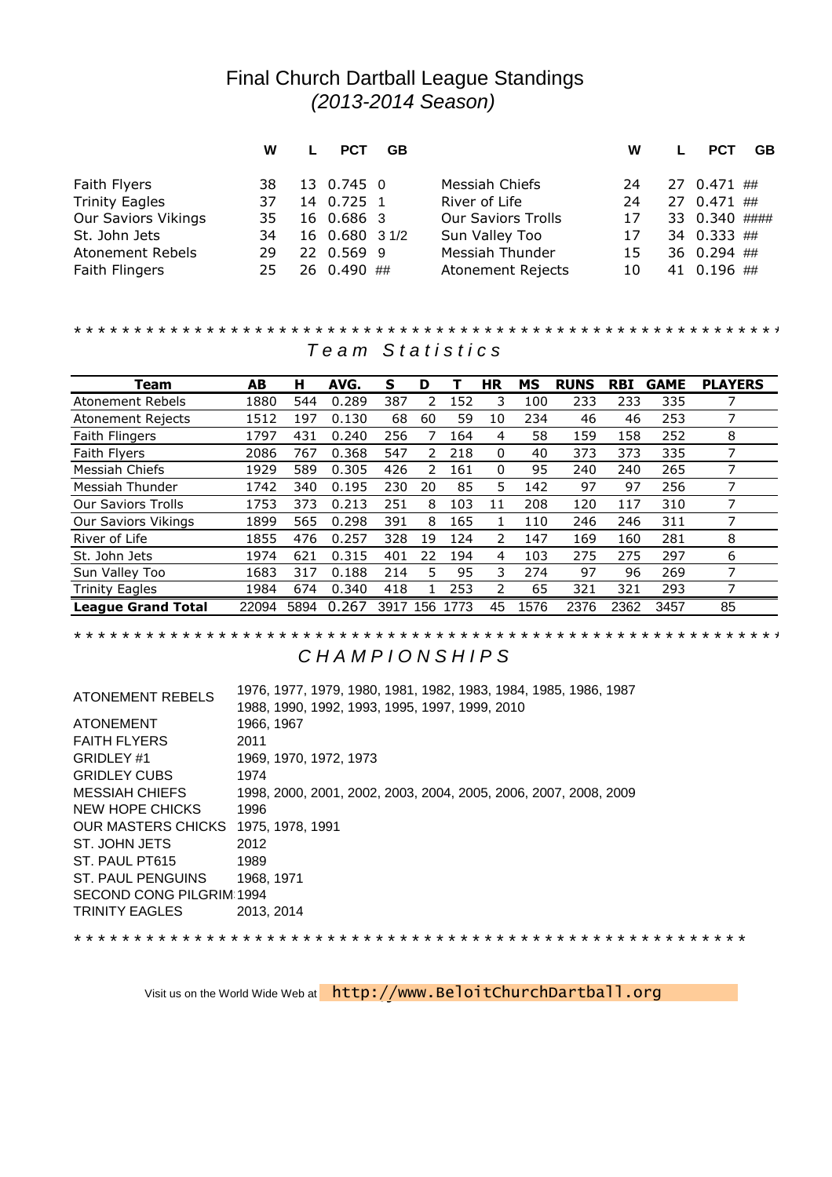# Final Church Dartball League Standings
## *(2013-2014 Season)*

| | W | L | PCT | GB | | W | L | PCT | GB |
|---|---|---|---|---|---|---|---|---|---|
| Faith Flyers | 38 | 13 | 0.745 | 0 | Messiah Chiefs | 24 | 27 | 0.471 | ## |
| Trinity Eagles | 37 | 14 | 0.725 | 1 | River of Life | 24 | 27 | 0.471 | ## |
| Our Saviors Vikings | 35 | 16 | 0.686 | 3 | Our Saviors Trolls | 17 | 33 | 0.340 | #### |
| St. John Jets | 34 | 16 | 0.680 | 3 1/2 | Sun Valley Too | 17 | 34 | 0.333 | ## |
| Atonement Rebels | 29 | 22 | 0.569 | 9 | Messiah Thunder | 15 | 36 | 0.294 | ## |
| Faith Flingers | 25 | 26 | 0.490 | ## | Atonement Rejects | 10 | 41 | 0.196 | ## |

* * * * * * * * * * * * * * * * * * * * * * * * * * * * * * * * * * * * * * * * * * * * * * * * * * * * * * * * * * * * *

## *Team Statistics*

| Team | AB | H | AVG. | S | D | T | HR | MS | RUNS | RBI | GAME | PLAYERS |
|---|---|---|---|---|---|---|---|---|---|---|---|---|
| Atonement Rebels | 1880 | 544 | 0.289 | 387 | 2 | 152 | 3 | 100 | 233 | 233 | 335 | 7 |
| Atonement Rejects | 1512 | 197 | 0.130 | 68 | 60 | 59 | 10 | 234 | 46 | 46 | 253 | 7 |
| Faith Flingers | 1797 | 431 | 0.240 | 256 | 7 | 164 | 4 | 58 | 159 | 158 | 252 | 8 |
| Faith Flyers | 2086 | 767 | 0.368 | 547 | 2 | 218 | 0 | 40 | 373 | 373 | 335 | 7 |
| Messiah Chiefs | 1929 | 589 | 0.305 | 426 | 2 | 161 | 0 | 95 | 240 | 240 | 265 | 7 |
| Messiah Thunder | 1742 | 340 | 0.195 | 230 | 20 | 85 | 5 | 142 | 97 | 97 | 256 | 7 |
| Our Saviors Trolls | 1753 | 373 | 0.213 | 251 | 8 | 103 | 11 | 208 | 120 | 117 | 310 | 7 |
| Our Saviors Vikings | 1899 | 565 | 0.298 | 391 | 8 | 165 | 1 | 110 | 246 | 246 | 311 | 7 |
| River of Life | 1855 | 476 | 0.257 | 328 | 19 | 124 | 2 | 147 | 169 | 160 | 281 | 8 |
| St. John Jets | 1974 | 621 | 0.315 | 401 | 22 | 194 | 4 | 103 | 275 | 275 | 297 | 6 |
| Sun Valley Too | 1683 | 317 | 0.188 | 214 | 5 | 95 | 3 | 274 | 97 | 96 | 269 | 7 |
| Trinity Eagles | 1984 | 674 | 0.340 | 418 | 1 | 253 | 2 | 65 | 321 | 321 | 293 | 7 |
| **League Grand Total** | 22094 | 5894 | 0.267 | 3917 | 156 | 1773 | 45 | 1576 | 2376 | 2362 | 3457 | 85 |

* * * * * * * * * * * * * * * * * * * * * * * * * * * * * * * * * * * * * * * * * * * * * * * * * * * * * * * * * * * * *

## *CHAMPIONSHIPS*

| | |
|---|---|
| ATONEMENT REBELS | 1976, 1977, 1979, 1980, 1981, 1982, 1983, 1984, 1985, 1986, 1987, 1988, 1990, 1992, 1993, 1995, 1997, 1999, 2010 |
| ATONEMENT | 1966, 1967 |
| FAITH FLYERS | 2011 |
| GRIDLEY #1 | 1969, 1970, 1972, 1973 |
| GRIDLEY CUBS | 1974 |
| MESSIAH CHIEFS | 1998, 2000, 2001, 2002, 2003, 2004, 2005, 2006, 2007, 2008, 2009 |
| NEW HOPE CHICKS | 1996 |
| OUR MASTERS CHICKS | 1975, 1978, 1991 |
| ST. JOHN JETS | 2012 |
| ST. PAUL PT615 | 1989 |
| ST. PAUL PENGUINS | 1968, 1971 |
| SECOND CONG PILGRIM | 1994 |
| TRINITY EAGLES | 2013, 2014 |

* * * * * * * * * * * * * * * * * * * * * * * * * * * * * * * * * * * * * * * * * * * * * * * * * * * * * * *

Visit us on the World Wide Web at http://www.BeloitChurchDartball.org